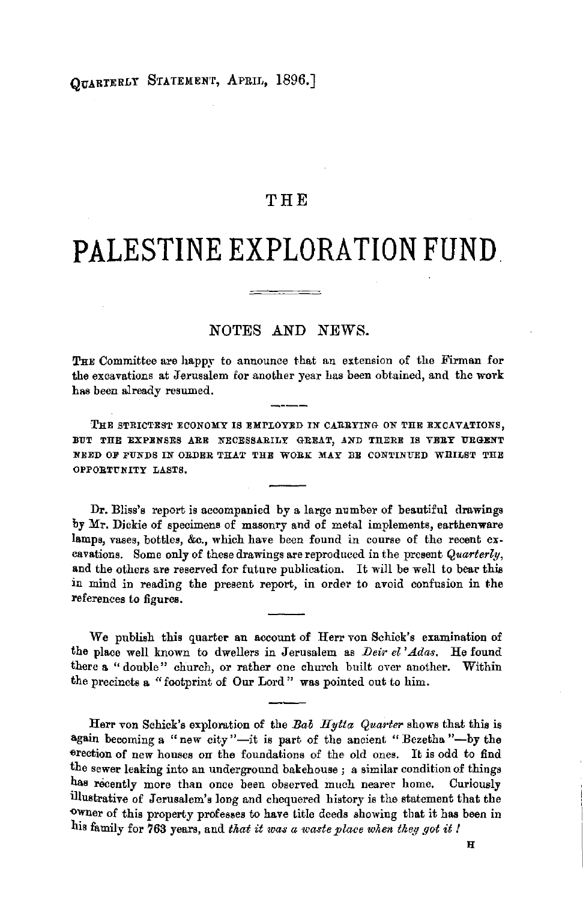# THE

# PALESTINE EXPLORATION FUND.

## NOTES AND NEWS.

The Committee are happy to announce that an extension of the Firman for the excavations at Jerusalem for another year has been obtained, and the work has been already resumed.

THE STRICTEST ECONOMY IS EMPLOYED IN CARRYING ON THE EXCAVATIONS, BUT THE EXPENSES ARE NECESSARILY GREAT, AND THERE IS VERY URGENT NEED OF FUNDS IN ORDER THAT THE WORK MAY BE CONTINUED WHILST THE OPPORTUNITY LASTS.

Dr. Bliss's report is accompanied by a large number of beautiful drawings by Mr. Dickie of specimens of masonry and of metal implements, earthenware lamps, vases, bottles, &c., which have been found in course of the recent excavations. Some only of these drawings are reproduced in the present *Quarterly*, and the others are reserved for future publication. It will be well to bear this in mind in reading the present report, in order to avoid confusion in the references to figures.

We publish this quarter an account of Herr von Schick's examination of the place well known to dwellers in Jerusalem as *Deir el 'Adas*. He found there a "double" church, or rather one church built over another. Within the precincts a "footprint of Our Lord" was pointed out to him.

Herr von Schick's exploration of the *Bab Hytta Quarter* shows that this is again becoming a "new city"—it is part of the ancient "Bezetha"—by the erection of new houses on the foundations of the old ones. It is odd to find the sewer leaking into an underground bakehouse; a similar condition of things has recently more than once been observed much nearer home. Curiously illustrative of Jerusalem's long and chequered history is the statement that the owner of this property professes to have title deeds showing that it has been in his family for 763 years, and *that it was a waste place when they got it!*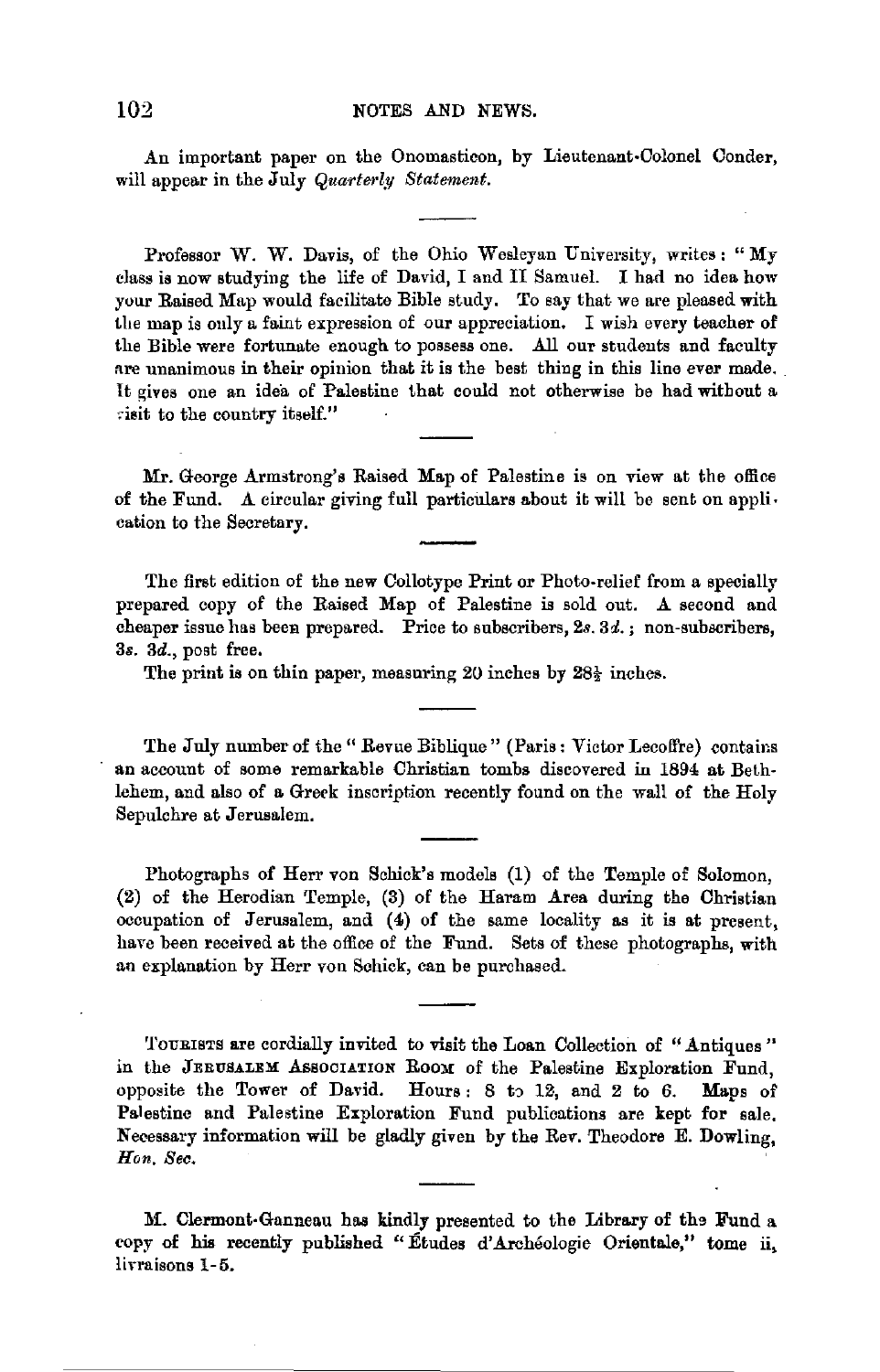An important paper on the Onomasticon, by Lieutenant-Colonel Conder, will appear in the July *Quarterly Statement.*

---

Professor W. W. Davis, of the Ohio Wesleyan University, writes: "My class is now studying the life of David, I and II Samuel. I had no idea how your Raised Map would facilitate Bible study. To say that we are pleased with the map is only a faint expression of our appreciation. I wish every teacher of the Bible were fortunate enough to possess one. All our students and faculty are unanimous in their opinion that it is the best thing in this line ever made. It gives one an idea of Palestine that could not otherwise be had without a visit to the country itself."

---

Mr. George Armstrong's Raised Map of Palestine is on view at the office of the Fund. A circular giving full particulars about it will be sent on application to the Secretary.

---

The first edition of the new Collotype Print or Photo-relief from a specially prepared copy of the Raised Map of Palestine is sold out. A second and cheaper issue has been prepared. Price to subscribers, 2*s.* 3*d.*; non-subscribers, 3*s.* 3*d.*, post free.

The print is on thin paper, measuring 20 inches by 28½ inches.

---

The July number of the "Revue Biblique" (Paris: Victor Lecoffre) contains an account of some remarkable Christian tombs discovered in 1894 at Bethlehem, and also of a Greek inscription recently found on the wall of the Holy Sepulchre at Jerusalem.

---

Photographs of Herr von Schick's models (1) of the Temple of Solomon, (2) of the Herodian Temple, (3) of the Haram Area during the Christian occupation of Jerusalem, and (4) of the same locality as it is at present, have been received at the office of the Fund. Sets of these photographs, with an explanation by Herr von Schick, can be purchased.

---

TOURISTS are cordially invited to visit the Loan Collection of "Antiques" in the JERUSALEM ASSOCIATION ROOM of the Palestine Exploration Fund, opposite the Tower of David. Hours: 8 to 12, and 2 to 6. Maps of Palestine and Palestine Exploration Fund publications are kept for sale. Necessary information will be gladly given by the Rev. Theodore E. Dowling, *Hon. Sec.*

---

M. Clermont-Ganneau has kindly presented to the Library of the Fund a copy of his recently published "Études d'Archéologie Orientale," tome ii, livraisons 1-5.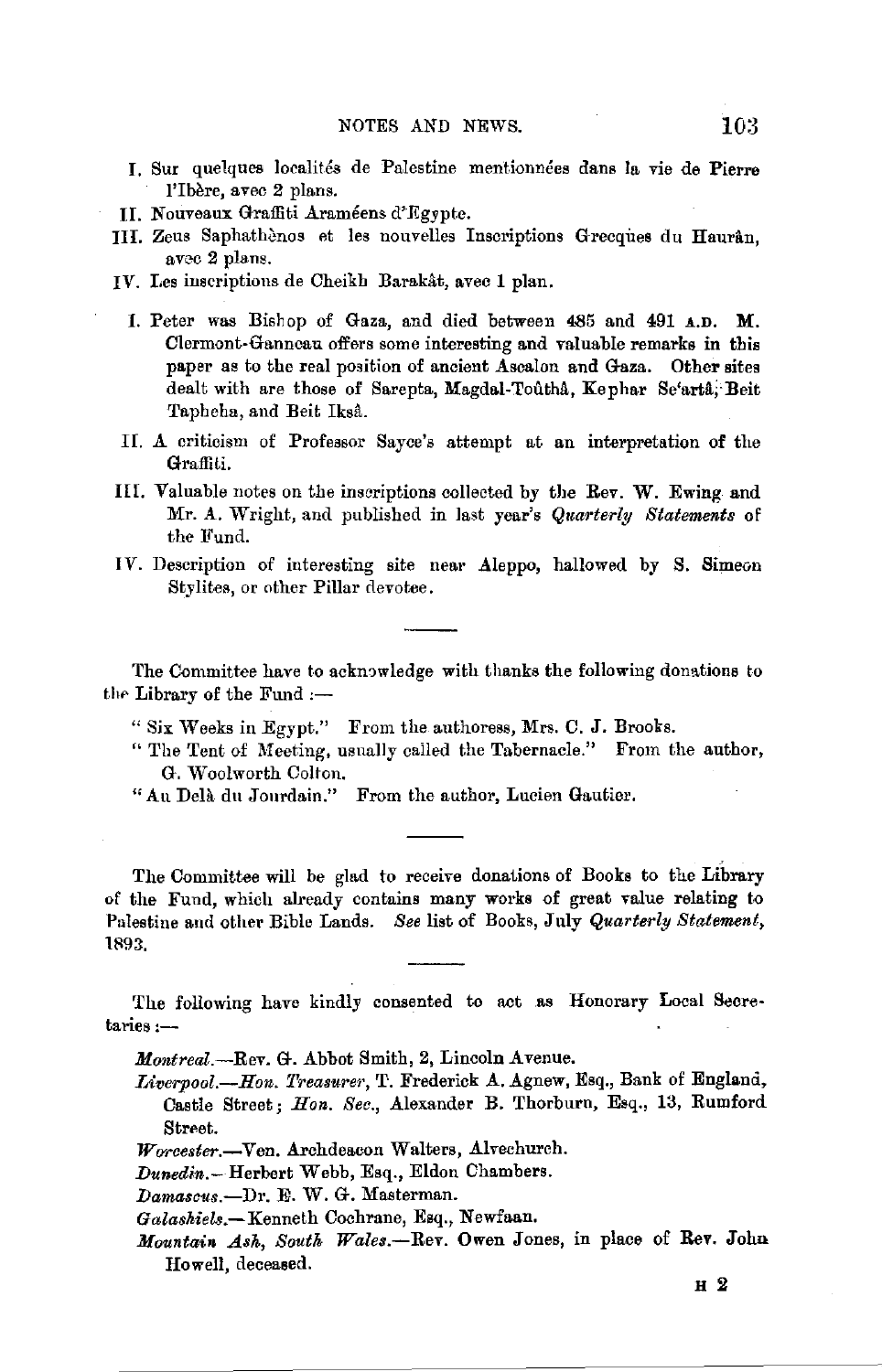I. Sur quelques localités de Palestine mentionnées dans la vie de Pierre l'Ibère, avec 2 plans.

II. Nouveaux Graffiti Araméens d'Egypte.

III. Zeus Saphathènos et les nouvelles Inscriptions Grecques du Haurân, avec 2 plans.

IV. Les inscriptions de Cheikh Barakât, avec 1 plan.

I. Peter was Bishop of Gaza, and died between 485 and 491 A.D. M. Clermont-Ganneau offers some interesting and valuable remarks in this paper as to the real position of ancient Ascalon and Gaza. Other sites dealt with are those of Sarepta, Magdal-Toûthâ, Kephar Se'artâ, Beit Tapheha, and Beit Iksâ.

II. A criticism of Professor Sayce's attempt at an interpretation of the Graffiti.

III. Valuable notes on the inscriptions collected by the Rev. W. Ewing and Mr. A. Wright, and published in last year's *Quarterly Statements* of the Fund.

IV. Description of interesting site near Aleppo, hallowed by S. Simeon Stylites, or other Pillar devotee.

---

The Committee have to acknowledge with thanks the following donations to the Library of the Fund :—

"Six Weeks in Egypt." From the authoress, Mrs. C. J. Brooks.

"The Tent of Meeting, usually called the Tabernacle." From the author, G. Woolworth Colton.

"Au Delà du Jourdain." From the author, Lucien Gautier.

---

The Committee will be glad to receive donations of Books to the Library of the Fund, which already contains many works of great value relating to Palestine and other Bible Lands. *See* list of Books, July *Quarterly Statement*, 1893.

---

The following have kindly consented to act as Honorary Local Secretaries :—

*Montreal.*—Rev. G. Abbot Smith, 2, Lincoln Avenue.

*Liverpool.*—*Hon. Treasurer*, T. Frederick A. Agnew, Esq., Bank of England, Castle Street; *Hon. Sec.*, Alexander B. Thorburn, Esq., 13, Rumford Street.

*Worcester.*—Ven. Archdeacon Walters, Alvechurch.

*Dunedin.*—Herbert Webb, Esq., Eldon Chambers.

*Damascus.*—Dr. E. W. G. Masterman.

*Galashiels.*—Kenneth Cochrane, Esq., Newfaan.

*Mountain Ash, South Wales.*—Rev. Owen Jones, in place of Rev. John Howell, deceased.

H 2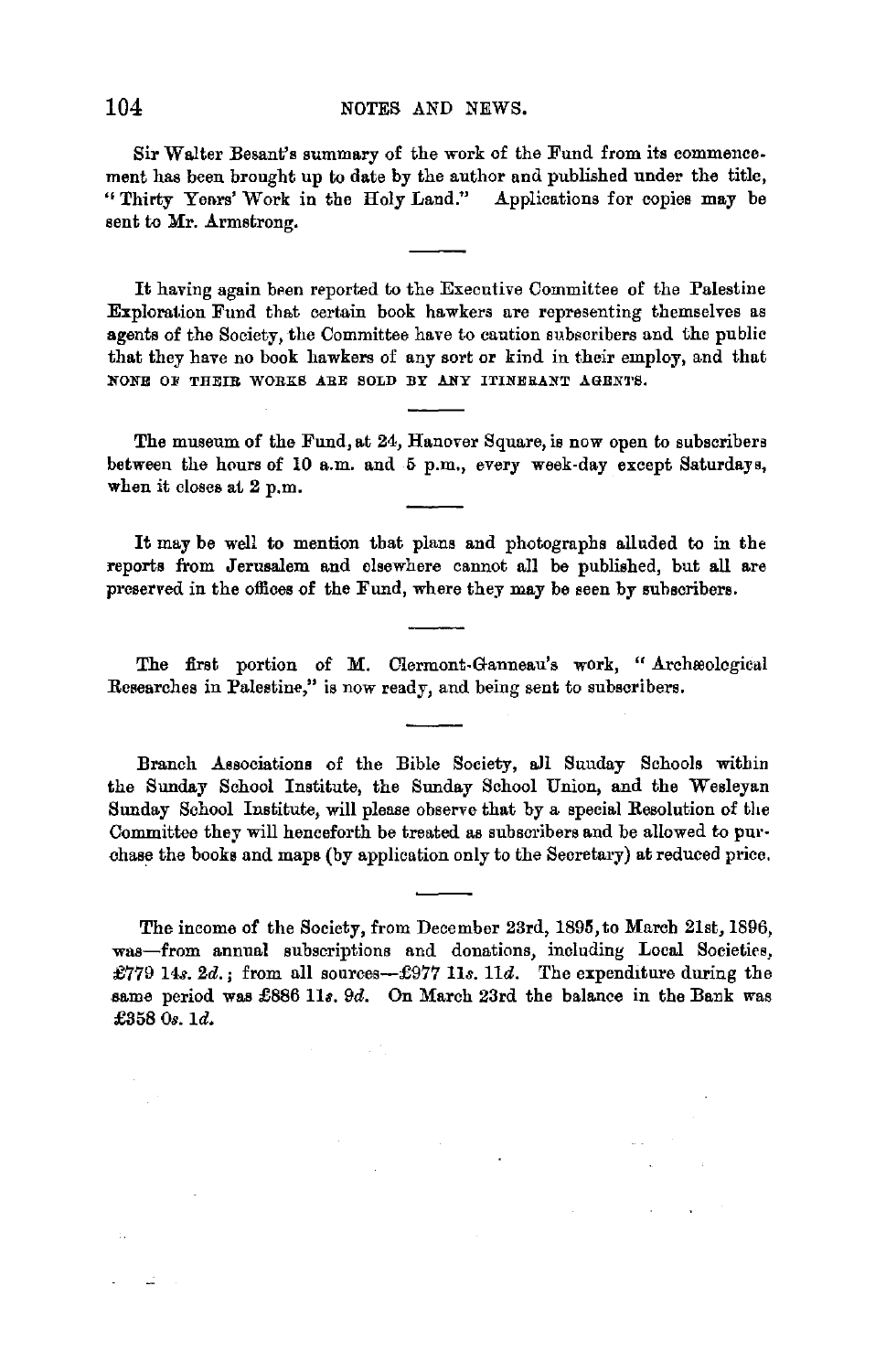Sir Walter Besant's summary of the work of the Fund from its commencement has been brought up to date by the author and published under the title, "Thirty Years' Work in the Holy Land." Applications for copies may be sent to Mr. Armstrong.

---

It having again been reported to the Executive Committee of the Palestine Exploration Fund that certain book hawkers are representing themselves as agents of the Society, the Committee have to caution subscribers and the public that they have no book hawkers of any sort or kind in their employ, and that NONE OF THEIR WORKS ARE SOLD BY ANY ITINERANT AGENTS.

---

The museum of the Fund, at 24, Hanover Square, is now open to subscribers between the hours of 10 a.m. and 5 p.m., every week-day except Saturdays, when it closes at 2 p.m.

---

It may be well to mention that plans and photographs alluded to in the reports from Jerusalem and elsewhere cannot all be published, but all are preserved in the offices of the Fund, where they may be seen by subscribers.

---

The first portion of M. Clermont-Ganneau's work, "Archæological Researches in Palestine," is now ready, and being sent to subscribers.

---

Branch Associations of the Bible Society, all Sunday Schools within the Sunday School Institute, the Sunday School Union, and the Wesleyan Sunday School Institute, will please observe that by a special Resolution of the Committee they will henceforth be treated as subscribers and be allowed to purchase the books and maps (by application only to the Secretary) at reduced price.

---

The income of the Society, from December 23rd, 1895, to March 21st, 1896, was—from annual subscriptions and donations, including Local Societies, £779 14*s.* 2*d.*; from all sources—£977 11*s.* 11*d.* The expenditure during the same period was £886 11*s.* 9*d.* On March 23rd the balance in the Bank was £358 0*s.* 1*d.*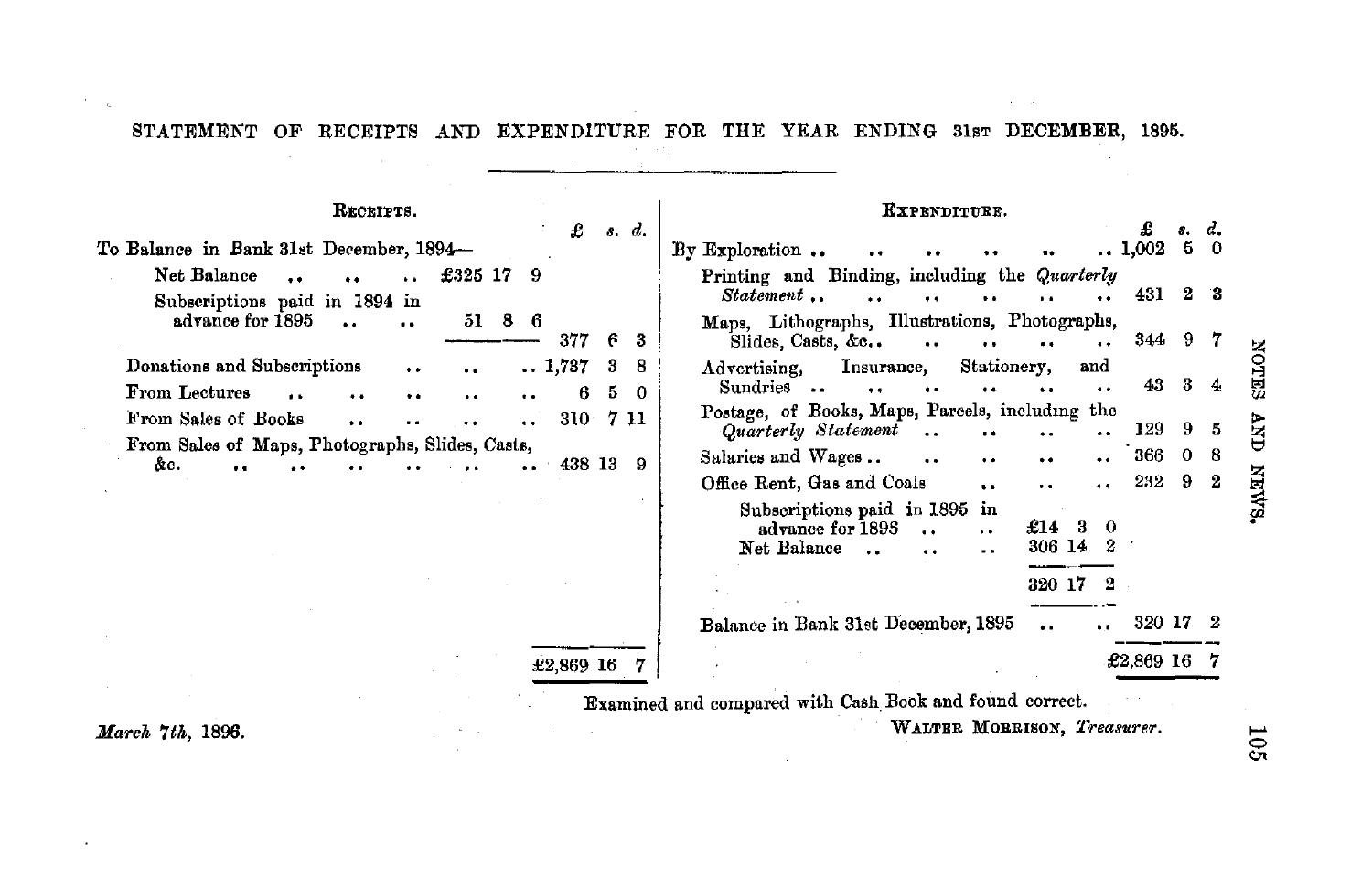STATEMENT OF RECEIPTS AND EXPENDITURE FOR THE YEAR ENDING 31st DECEMBER, 1895.

| Receipts. | | £ s. d. | Expenditure. | | £ s. d. |
|---|---|---|---|---|---|
| To Balance in Bank 31st December, 1894— | | | By Exploration | | 1,002 5 0 |
| Net Balance | £325 17 9 | | Printing and Binding, including the *Quarterly Statement* | | 431 2 3 |
| Subscriptions paid in 1894 in advance for 1895 | 51 8 6 | 377 6 3 | Maps, Lithographs, Illustrations, Photographs, Slides, Casts, &c. | | 344 9 7 |
| Donations and Subscriptions | | 1,737 3 8 | Advertising, Insurance, Stationery, and Sundries | | 43 3 4 |
| From Lectures | | 6 5 0 | Postage, of Books, Maps, Parcels, including the *Quarterly Statement* | | 129 9 5 |
| From Sales of Books | | 310 7 11 | Salaries and Wages | | 366 0 8 |
| From Sales of Maps, Photographs, Slides, Casts, &c. | | 438 13 9 | Office Rent, Gas and Coals | | 232 9 2 |
| | | | Subscriptions paid in 1895 in advance for 1893 | £14 3 0 | |
| | | | Net Balance | 306 14 2 | |
| | | | | 320 17 2 | |
| | | | Balance in Bank 31st December, 1895 | | 320 17 2 |
| | | £2,869 16 7 | | | £2,869 16 7 |

Examined and compared with Cash Book and found correct.

*March 7th*, 1896.

WALTER MORRISON, *Treasurer*.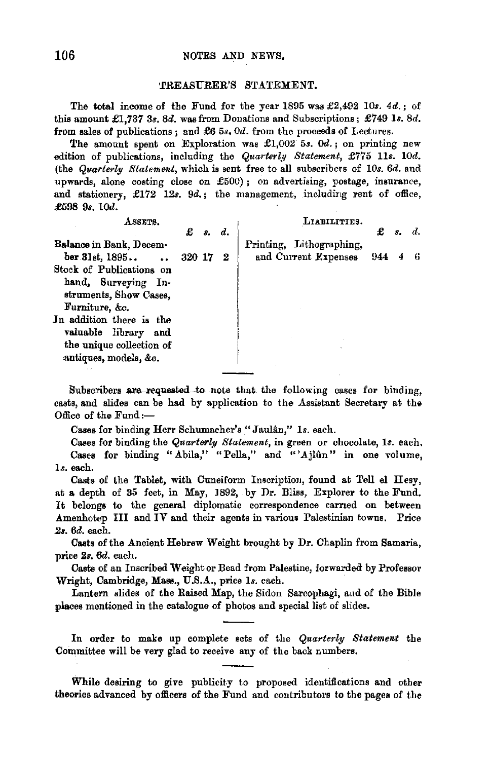## TREASURER'S STATEMENT.

The total income of the Fund for the year 1895 was £2,492 10*s.* 4*d.*; of this amount £1,737 3*s.* 8*d.* was from Donations and Subscriptions; £749 1*s.* 8*d.* from sales of publications; and £6 5*s.* 0*d.* from the proceeds of Lectures.

The amount spent on Exploration was £1,002 5*s.* 0*d.*; on printing new edition of publications, including the *Quarterly Statement*, £775 11*s.* 10*d.* (the *Quarterly Statement*, which is sent free to all subscribers of 10*s.* 6*d.* and upwards, alone costing close on £500); on advertising, postage, insurance, and stationery, £172 12*s.* 9*d.*; the management, including rent of office, £598 9*s.* 10*d.*

| ASSETS. | £ | s. | d. | LIABILITIES. | £ | s. | d. |
|---|---|---|---|---|---|---|---|
| Balance in Bank, December 31st, 1895 .. .. | 320 | 17 | 2 | Printing, Lithographing, and Current Expenses | 944 | 4 | 6 |
| Stock of Publications on hand, Surveying Instruments, Show Cases, Furniture, &c. | | | | | | | |
| In addition there is the valuable library and the unique collection of antiques, models, &c. | | | | | | | |

---

Subscribers are requested to note that the following cases for binding, casts, and slides can be had by application to the Assistant Secretary at the Office of the Fund:—

Cases for binding Herr Schumacher's "Jaulân," 1*s.* each.

Cases for binding the *Quarterly Statement*, in green or chocolate, 1*s.* each.

Cases for binding "Abila," "Pella," and "'Ajlûn" in one volume, 1*s.* each.

Casts of the Tablet, with Cuneiform Inscription, found at Tell el Hesy, at a depth of 35 feet, in May, 1892, by Dr. Bliss, Explorer to the Fund. It belongs to the general diplomatic correspondence carried on between Amenhotep III and IV and their agents in various Palestinian towns. Price 2*s.* 6*d.* each.

Casts of the Ancient Hebrew Weight brought by Dr. Chaplin from Samaria, price 2*s.* 6*d.* each.

Casts of an Inscribed Weight or Bead from Palestine, forwarded by Professor Wright, Cambridge, Mass., U.S.A., price 1*s.* each.

Lantern slides of the Raised Map, the Sidon Sarcophagi, and of the Bible places mentioned in the catalogue of photos and special list of slides.

---

In order to make up complete sets of the *Quarterly Statement* the Committee will be very glad to receive any of the back numbers.

---

While desiring to give publicity to proposed identifications and other theories advanced by officers of the Fund and contributors to the pages of the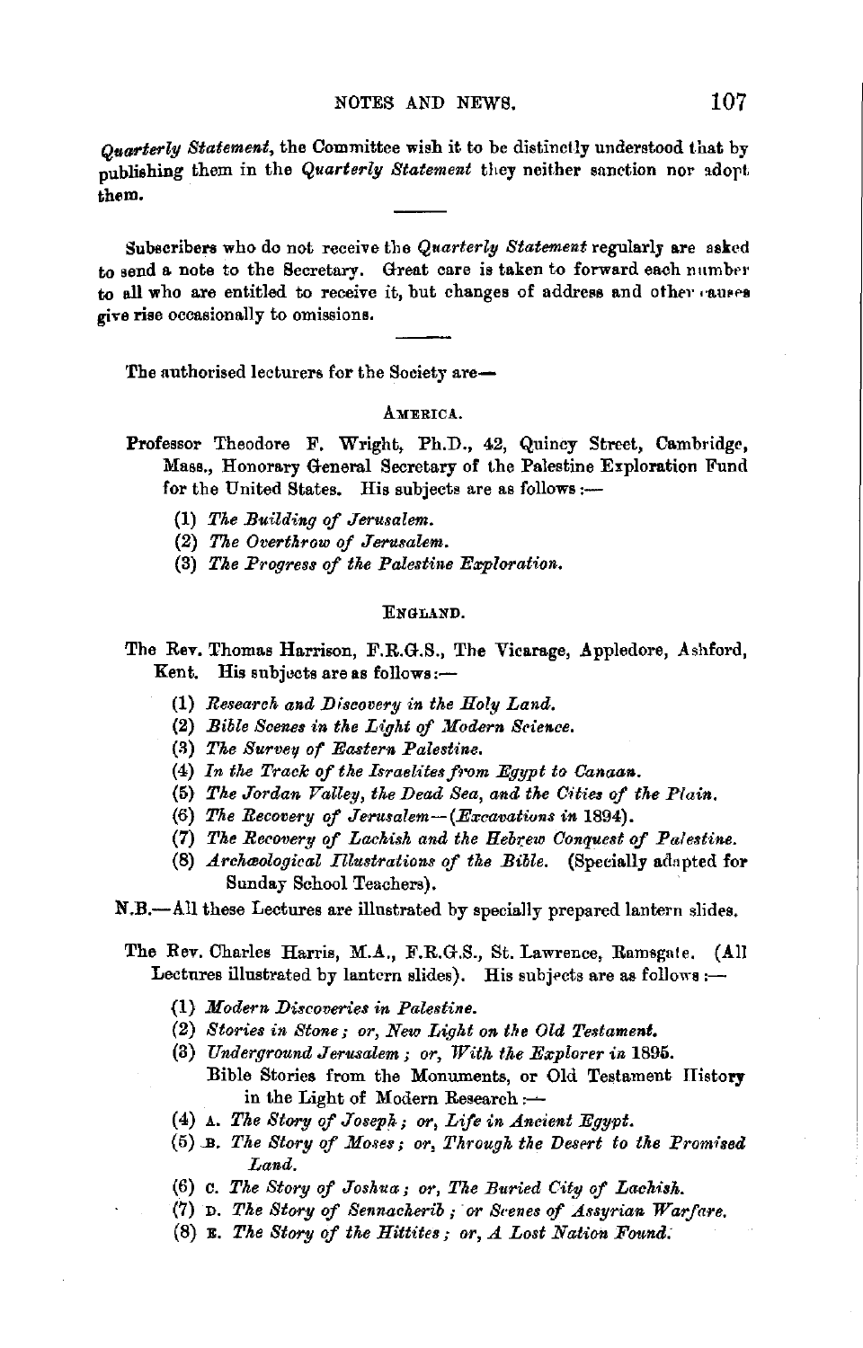*Quarterly Statement*, the Committee wish it to be distinctly understood that by publishing them in the *Quarterly Statement* they neither sanction nor adopt them.

---

Subscribers who do not receive the *Quarterly Statement* regularly are asked to send a note to the Secretary. Great care is taken to forward each number to all who are entitled to receive it, but changes of address and other causes give rise occasionally to omissions.

---

The authorised lecturers for the Society are—

### America.

Professor Theodore F. Wright, Ph.D., 42, Quincy Street, Cambridge, Mass., Honorary General Secretary of the Palestine Exploration Fund for the United States. His subjects are as follows:—

(1) *The Building of Jerusalem.*
(2) *The Overthrow of Jerusalem.*
(3) *The Progress of the Palestine Exploration.*

### England.

The Rev. Thomas Harrison, F.R.G.S., The Vicarage, Appledore, Ashford, Kent. His subjects are as follows:—

(1) *Research and Discovery in the Holy Land.*
(2) *Bible Scenes in the Light of Modern Science.*
(3) *The Survey of Eastern Palestine.*
(4) *In the Track of the Israelites from Egypt to Canaan.*
(5) *The Jordan Valley, the Dead Sea, and the Cities of the Plain.*
(6) *The Recovery of Jerusalem—(Excavations in 1894).*
(7) *The Recovery of Lachish and the Hebrew Conquest of Palestine.*
(8) *Archæological Illustrations of the Bible.* (Specially adapted for Sunday School Teachers).

N.B.—All these Lectures are illustrated by specially prepared lantern slides.

The Rev. Charles Harris, M.A., F.R.G.S., St. Lawrence, Ramsgate. (All Lectures illustrated by lantern slides). His subjects are as follows:—

(1) *Modern Discoveries in Palestine.*
(2) *Stories in Stone; or, New Light on the Old Testament.*
(3) *Underground Jerusalem; or, With the Explorer in 1895.*
Bible Stories from the Monuments, or Old Testament History in the Light of Modern Research:—
(4) A. *The Story of Joseph; or, Life in Ancient Egypt.*
(5) B. *The Story of Moses; or, Through the Desert to the Promised Land.*
(6) C. *The Story of Joshua; or, The Buried City of Lachish.*
(7) D. *The Story of Sennacherib; or Scenes of Assyrian Warfare.*
(8) E. *The Story of the Hittites; or, A Lost Nation Found.*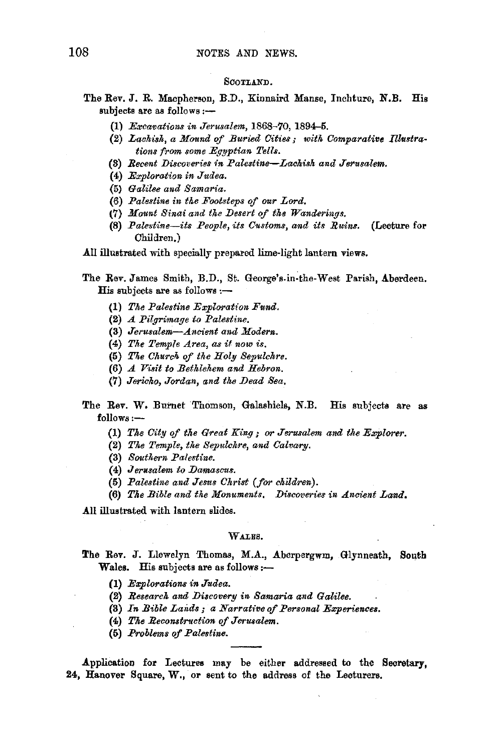## SCOTLAND.

The Rev. J. R. Macpherson, B.D., Kinnaird Manse, Inchture, N.B. His subjects are as follows :—

(1) *Excavations in Jerusalem*, 1868–70, 1894–5.
(2) *Lachish, a Mound of Buried Cities; with Comparative Illustrations from some Egyptian Tells.*
(3) *Recent Discoveries in Palestine—Lachish and Jerusalem.*
(4) *Exploration in Judea.*
(5) *Galilee and Samaria.*
(6) *Palestine in the Footsteps of our Lord.*
(7) *Mount Sinai and the Desert of the Wanderings.*
(8) *Palestine—its People, its Customs, and its Ruins.* (Lecture for Children.)

All illustrated with specially prepared lime-light lantern views.

The Rev. James Smith, B.D., St. George's-in-the-West Parish, Aberdeen. His subjects are as follows :—

(1) *The Palestine Exploration Fund.*
(2) *A Pilgrimage to Palestine.*
(3) *Jerusalem—Ancient and Modern.*
(4) *The Temple Area, as it now is.*
(5) *The Church of the Holy Sepulchre.*
(6) *A Visit to Bethlehem and Hebron.*
(7) *Jericho, Jordan, and the Dead Sea.*

The Rev. W. Burnet Thomson, Galashiels, N.B. His subjects are as follows :—

(1) *The City of the Great King; or Jerusalem and the Explorer.*
(2) *The Temple, the Sepulchre, and Calvary.*
(3) *Southern Palestine.*
(4) *Jerusalem to Damascus.*
(5) *Palestine and Jesus Christ (for children).*
(6) *The Bible and the Monuments. Discoveries in Ancient Land.*

All illustrated with lantern slides.

## WALES.

The Rev. J. Llewelyn Thomas, M.A., Aberpergwm, Glynneath, South Wales. His subjects are as follows :—

(1) *Explorations in Judea.*
(2) *Research and Discovery in Samaria and Galilee.*
(3) *In Bible Lands; a Narrative of Personal Experiences.*
(4) *The Reconstruction of Jerusalem.*
(5) *Problems of Palestine.*

---

Application for Lectures may be either addressed to the Secretary, 24, Hanover Square, W., or sent to the address of the Lecturers.